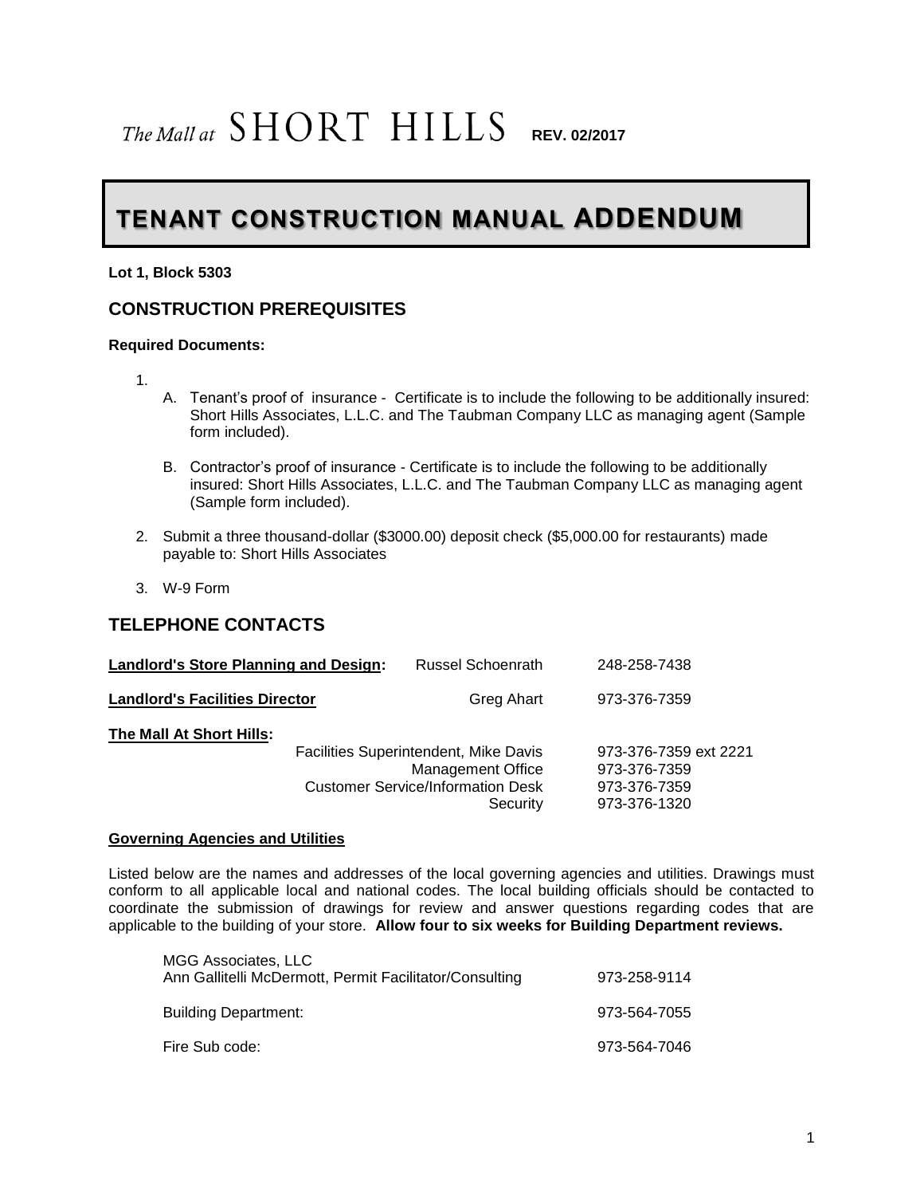# The Mall at SHORT HILLS **REV. 02/2017**

# TENANT CONSTRUCTION MANUAL ADDENDUM

**Lot 1, Block 5303**

## CONSTRUCTION PREREQUISITES

**Required Documents:**

1.
   A. Tenant's proof of insurance - Certificate is to include the following to be additionally insured: Short Hills Associates, L.L.C. and The Taubman Company LLC as managing agent (Sample form included).

   B. Contractor's proof of insurance - Certificate is to include the following to be additionally insured: Short Hills Associates, L.L.C. and The Taubman Company LLC as managing agent (Sample form included).

2. Submit a three thousand-dollar ($3000.00) deposit check ($5,000.00 for restaurants) made payable to: Short Hills Associates

3. W-9 Form

## TELEPHONE CONTACTS

| | | |
|---|---|---|
| **Landlord's Store Planning and Design:** | Russel Schoenrath | 248-258-7438 |
| **Landlord's Facilities Director** | Greg Ahart | 973-376-7359 |
| **The Mall At Short Hills:** | | |
| | Facilities Superintendent, Mike Davis | 973-376-7359 ext 2221 |
| | Management Office | 973-376-7359 |
| | Customer Service/Information Desk | 973-376-7359 |
| | Security | 973-376-1320 |

**Governing Agencies and Utilities**

Listed below are the names and addresses of the local governing agencies and utilities. Drawings must conform to all applicable local and national codes. The local building officials should be contacted to coordinate the submission of drawings for review and answer questions regarding codes that are applicable to the building of your store. **Allow four to six weeks for Building Department reviews.**

| | |
|---|---|
| MGG Associates, LLC<br>Ann Gallitelli McDermott, Permit Facilitator/Consulting | 973-258-9114 |
| Building Department: | 973-564-7055 |
| Fire Sub code: | 973-564-7046 |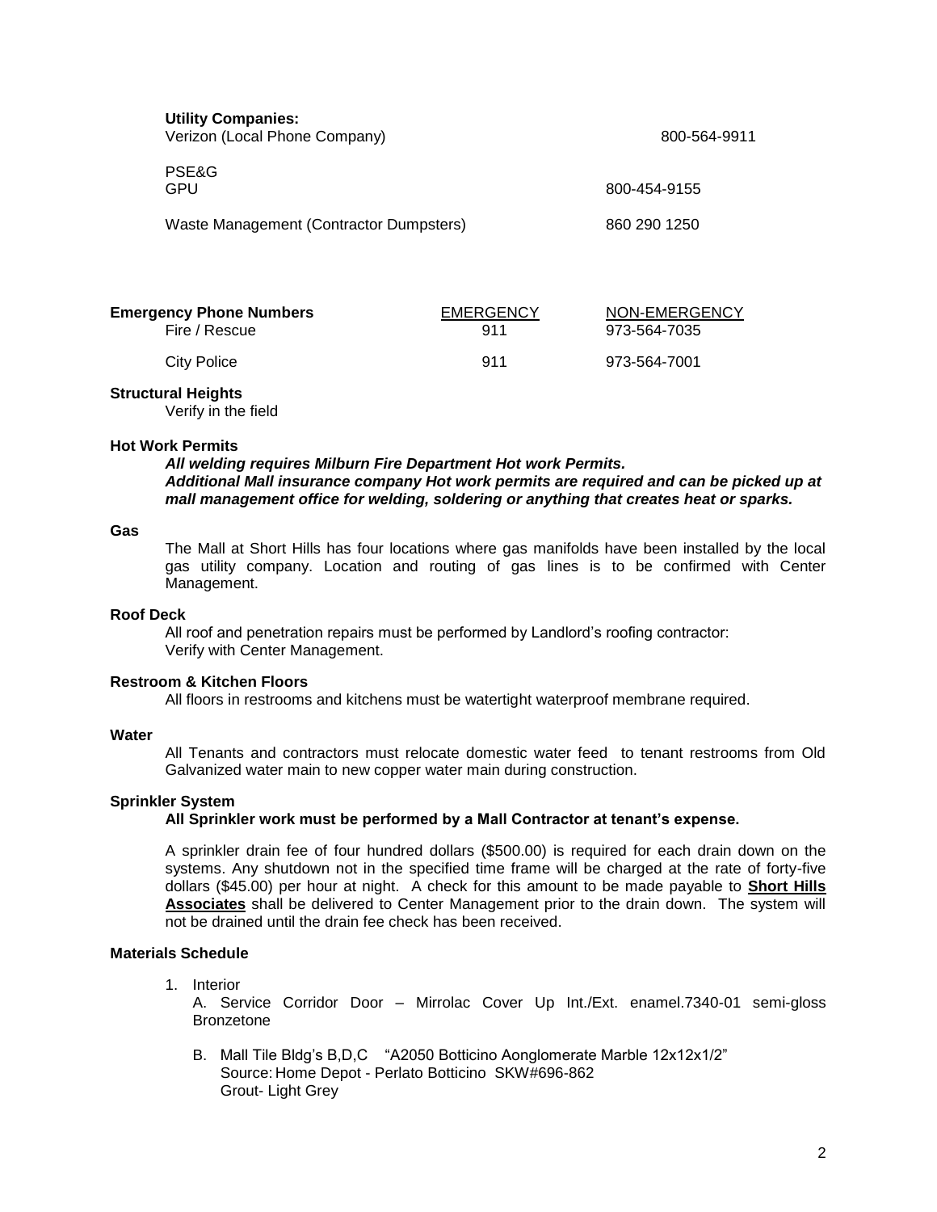**Utility Companies:**

| | |
|---|---|
| Verizon (Local Phone Company) | 800-564-9911 |
| PSE&G<br>GPU | 800-454-9155 |
| Waste Management (Contractor Dumpsters) | 860 290 1250 |

| **Emergency Phone Numbers** | EMERGENCY | NON-EMERGENCY |
|---|---|---|
| Fire / Rescue | 911 | 973-564-7035 |
| City Police | 911 | 973-564-7001 |

**Structural Heights**

Verify in the field

**Hot Work Permits**

***All welding requires Milburn Fire Department Hot work Permits.***
***Additional Mall insurance company Hot work permits are required and can be picked up at mall management office for welding, soldering or anything that creates heat or sparks.***

**Gas**

The Mall at Short Hills has four locations where gas manifolds have been installed by the local gas utility company. Location and routing of gas lines is to be confirmed with Center Management.

**Roof Deck**

All roof and penetration repairs must be performed by Landlord's roofing contractor:
Verify with Center Management.

**Restroom & Kitchen Floors**

All floors in restrooms and kitchens must be watertight waterproof membrane required.

**Water**

All Tenants and contractors must relocate domestic water feed to tenant restrooms from Old Galvanized water main to new copper water main during construction.

**Sprinkler System**

**All Sprinkler work must be performed by a Mall Contractor at tenant's expense.**

A sprinkler drain fee of four hundred dollars ($500.00) is required for each drain down on the systems. Any shutdown not in the specified time frame will be charged at the rate of forty-five dollars ($45.00) per hour at night. A check for this amount to be made payable to **Short Hills Associates** shall be delivered to Center Management prior to the drain down. The system will not be drained until the drain fee check has been received.

**Materials Schedule**

1. Interior

   A. Service Corridor Door – Mirrolac Cover Up Int./Ext. enamel.7340-01 semi-gloss Bronzetone

   B. Mall Tile Bldg's B,D,C "A2050 Botticino Aonglomerate Marble 12x12x1/2"
      Source: Home Depot - Perlato Botticino SKW#696-862
      Grout- Light Grey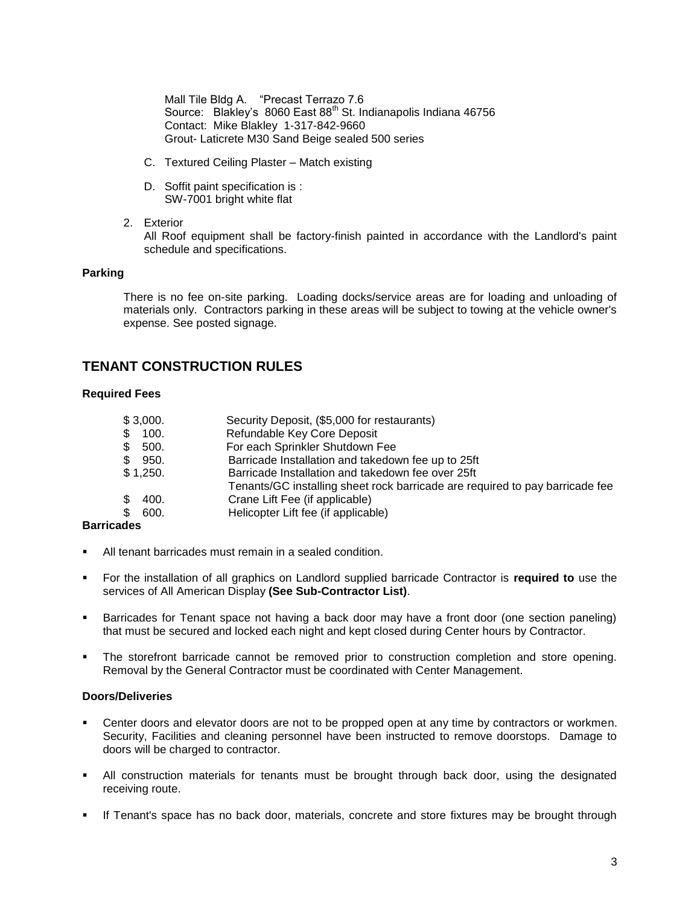Mall Tile Bldg A. "Precast Terrazo 7.6
Source: Blakley's 8060 East 88th St. Indianapolis Indiana 46756
Contact: Mike Blakley 1-317-842-9660
Grout- Laticrete M30 Sand Beige sealed 500 series

C. Textured Ceiling Plaster – Match existing

D. Soffit paint specification is :
SW-7001 bright white flat

2. Exterior
All Roof equipment shall be factory-finish painted in accordance with the Landlord's paint schedule and specifications.

**Parking**

There is no fee on-site parking. Loading docks/service areas are for loading and unloading of materials only. Contractors parking in these areas will be subject to towing at the vehicle owner's expense. See posted signage.

## TENANT CONSTRUCTION RULES

**Required Fees**

| | |
|---|---|
| $ 3,000. | Security Deposit, ($5,000 for restaurants) |
| $ 100. | Refundable Key Core Deposit |
| $ 500. | For each Sprinkler Shutdown Fee |
| $ 950. | Barricade Installation and takedown fee up to 25ft |
| $ 1,250. | Barricade Installation and takedown fee over 25ft |
| | Tenants/GC installing sheet rock barricade are required to pay barricade fee |
| $ 400. | Crane Lift Fee (if applicable) |
| $ 600. | Helicopter Lift fee (if applicable) |

**Barricades**

- All tenant barricades must remain in a sealed condition.
- For the installation of all graphics on Landlord supplied barricade Contractor is **required to** use the services of All American Display **(See Sub-Contractor List)**.
- Barricades for Tenant space not having a back door may have a front door (one section paneling) that must be secured and locked each night and kept closed during Center hours by Contractor.
- The storefront barricade cannot be removed prior to construction completion and store opening. Removal by the General Contractor must be coordinated with Center Management.

**Doors/Deliveries**

- Center doors and elevator doors are not to be propped open at any time by contractors or workmen. Security, Facilities and cleaning personnel have been instructed to remove doorstops. Damage to doors will be charged to contractor.
- All construction materials for tenants must be brought through back door, using the designated receiving route.
- If Tenant's space has no back door, materials, concrete and store fixtures may be brought through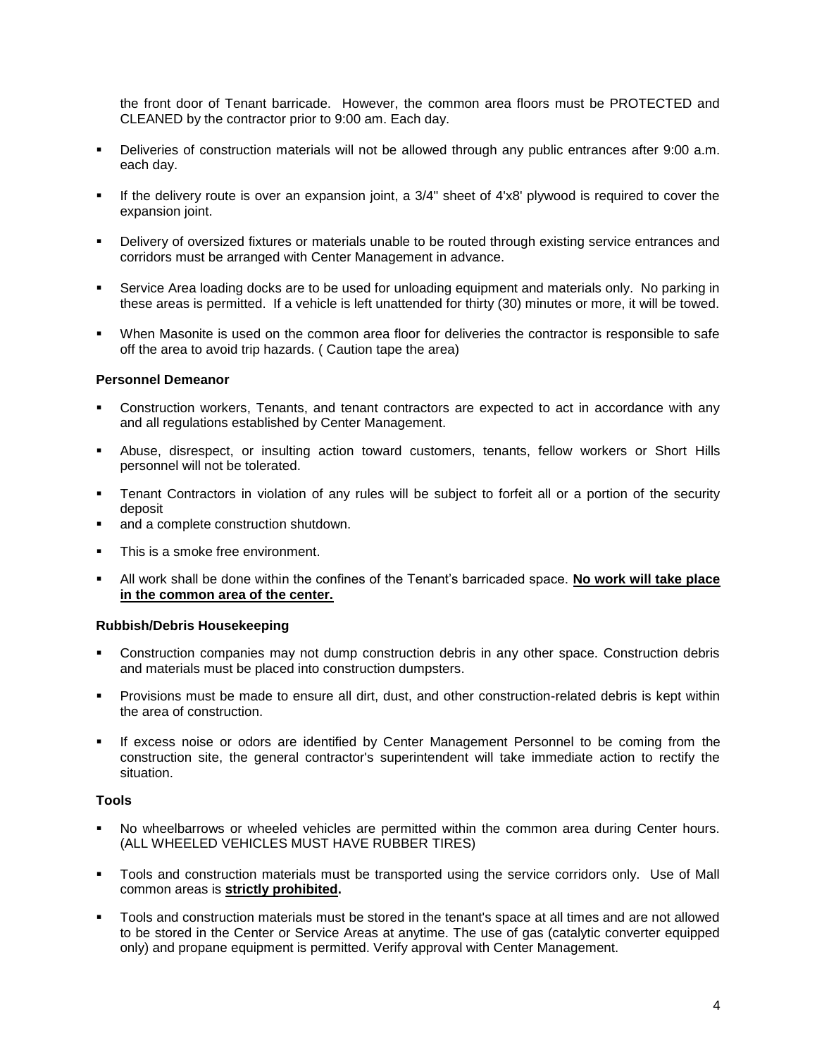the front door of Tenant barricade. However, the common area floors must be PROTECTED and CLEANED by the contractor prior to 9:00 am. Each day.

- Deliveries of construction materials will not be allowed through any public entrances after 9:00 a.m. each day.
- If the delivery route is over an expansion joint, a 3/4" sheet of 4'x8' plywood is required to cover the expansion joint.
- Delivery of oversized fixtures or materials unable to be routed through existing service entrances and corridors must be arranged with Center Management in advance.
- Service Area loading docks are to be used for unloading equipment and materials only. No parking in these areas is permitted. If a vehicle is left unattended for thirty (30) minutes or more, it will be towed.
- When Masonite is used on the common area floor for deliveries the contractor is responsible to safe off the area to avoid trip hazards. ( Caution tape the area)

**Personnel Demeanor**

- Construction workers, Tenants, and tenant contractors are expected to act in accordance with any and all regulations established by Center Management.
- Abuse, disrespect, or insulting action toward customers, tenants, fellow workers or Short Hills personnel will not be tolerated.
- Tenant Contractors in violation of any rules will be subject to forfeit all or a portion of the security deposit
- and a complete construction shutdown.
- This is a smoke free environment.
- All work shall be done within the confines of the Tenant's barricaded space. **No work will take place in the common area of the center.**

**Rubbish/Debris Housekeeping**

- Construction companies may not dump construction debris in any other space. Construction debris and materials must be placed into construction dumpsters.
- Provisions must be made to ensure all dirt, dust, and other construction-related debris is kept within the area of construction.
- If excess noise or odors are identified by Center Management Personnel to be coming from the construction site, the general contractor's superintendent will take immediate action to rectify the situation.

**Tools**

- No wheelbarrows or wheeled vehicles are permitted within the common area during Center hours. (ALL WHEELED VEHICLES MUST HAVE RUBBER TIRES)
- Tools and construction materials must be transported using the service corridors only. Use of Mall common areas is **strictly prohibited.**
- Tools and construction materials must be stored in the tenant's space at all times and are not allowed to be stored in the Center or Service Areas at anytime. The use of gas (catalytic converter equipped only) and propane equipment is permitted. Verify approval with Center Management.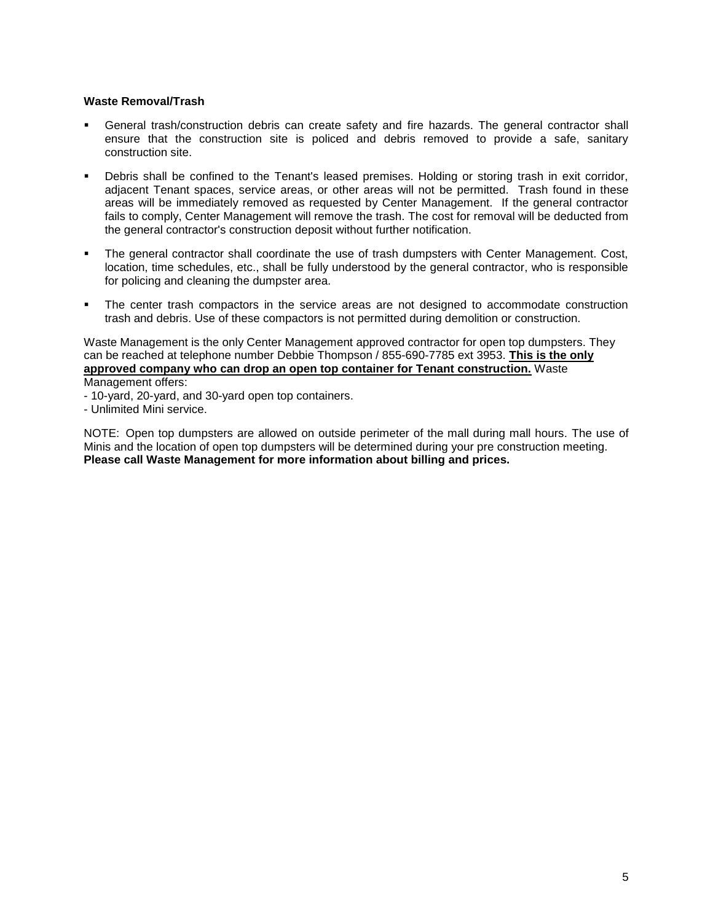**Waste Removal/Trash**

- General trash/construction debris can create safety and fire hazards. The general contractor shall ensure that the construction site is policed and debris removed to provide a safe, sanitary construction site.
- Debris shall be confined to the Tenant's leased premises. Holding or storing trash in exit corridor, adjacent Tenant spaces, service areas, or other areas will not be permitted. Trash found in these areas will be immediately removed as requested by Center Management. If the general contractor fails to comply, Center Management will remove the trash. The cost for removal will be deducted from the general contractor's construction deposit without further notification.
- The general contractor shall coordinate the use of trash dumpsters with Center Management. Cost, location, time schedules, etc., shall be fully understood by the general contractor, who is responsible for policing and cleaning the dumpster area.
- The center trash compactors in the service areas are not designed to accommodate construction trash and debris. Use of these compactors is not permitted during demolition or construction.

Waste Management is the only Center Management approved contractor for open top dumpsters. They can be reached at telephone number Debbie Thompson / 855-690-7785 ext 3953. **<u>This is the only approved company who can drop an open top container for Tenant construction.</u>** Waste Management offers:

- 10-yard, 20-yard, and 30-yard open top containers.
- Unlimited Mini service.

NOTE: Open top dumpsters are allowed on outside perimeter of the mall during mall hours. The use of Minis and the location of open top dumpsters will be determined during your pre construction meeting. **Please call Waste Management for more information about billing and prices.**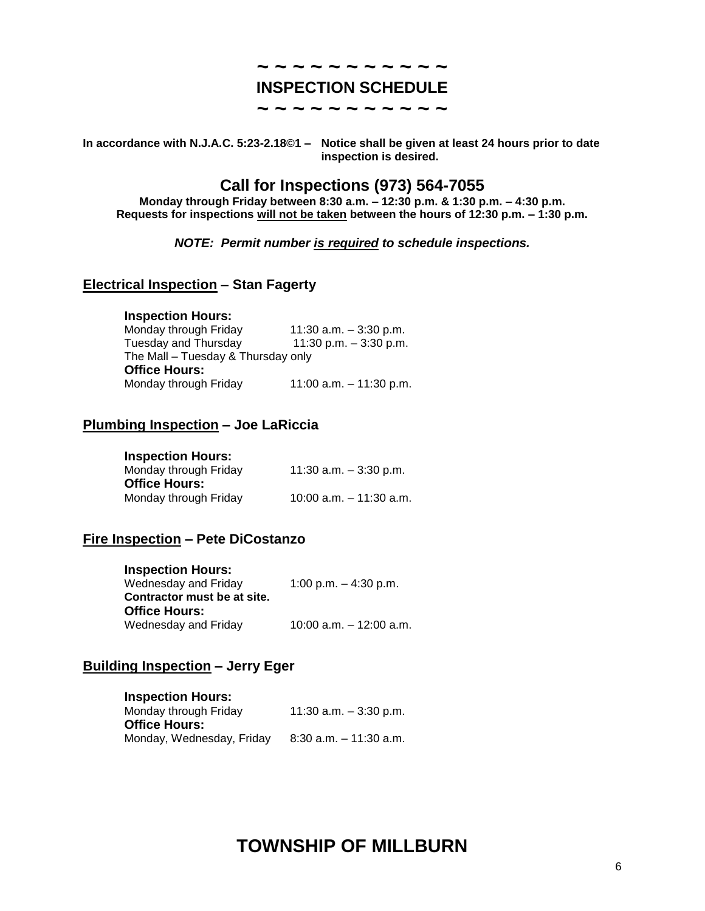~ ~ ~ ~ ~ ~ ~ ~ ~ ~ ~

# INSPECTION SCHEDULE

~ ~ ~ ~ ~ ~ ~ ~ ~ ~ ~

**In accordance with N.J.A.C. 5:23-2.18©1 – Notice shall be given at least 24 hours prior to date inspection is desired.**

## Call for Inspections (973) 564-7055

**Monday through Friday between 8:30 a.m. – 12:30 p.m. & 1:30 p.m. – 4:30 p.m.**
**Requests for inspections <u>will not be taken</u> between the hours of 12:30 p.m. – 1:30 p.m.**

***NOTE: Permit number <u>is required</u> to schedule inspections.***

### <u>Electrical Inspection</u> – Stan Fagerty

**Inspection Hours:**
Monday through Friday 11:30 a.m. – 3:30 p.m.
Tuesday and Thursday 11:30 p.m. – 3:30 p.m.
The Mall – Tuesday & Thursday only
**Office Hours:**
Monday through Friday 11:00 a.m. – 11:30 p.m.

### <u>Plumbing Inspection</u> – Joe LaRiccia

**Inspection Hours:**
Monday through Friday 11:30 a.m. – 3:30 p.m.
**Office Hours:**
Monday through Friday 10:00 a.m. – 11:30 a.m.

### <u>Fire Inspection</u> – Pete DiCostanzo

**Inspection Hours:**
Wednesday and Friday 1:00 p.m. – 4:30 p.m.
**Contractor must be at site.**
**Office Hours:**
Wednesday and Friday 10:00 a.m. – 12:00 a.m.

### <u>Building Inspection</u> – Jerry Eger

**Inspection Hours:**
Monday through Friday 11:30 a.m. – 3:30 p.m.
**Office Hours:**
Monday, Wednesday, Friday 8:30 a.m. – 11:30 a.m.

## TOWNSHIP OF MILLBURN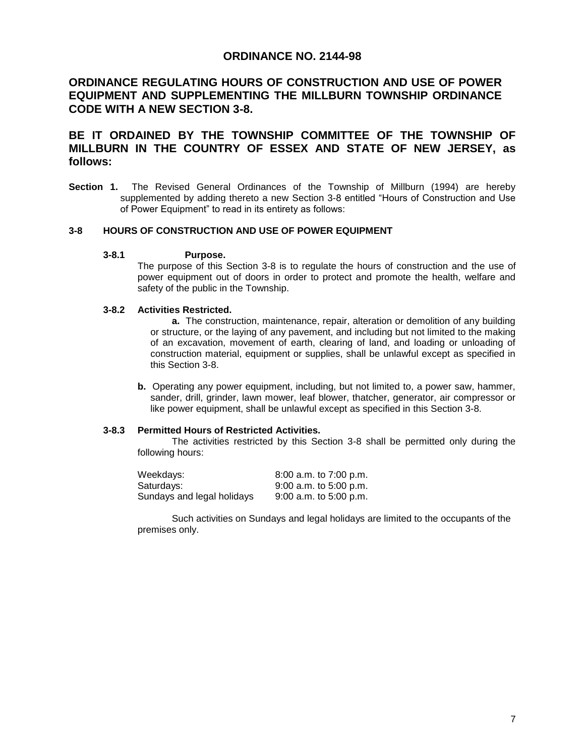# ORDINANCE NO. 2144-98

## ORDINANCE REGULATING HOURS OF CONSTRUCTION AND USE OF POWER EQUIPMENT AND SUPPLEMENTING THE MILLBURN TOWNSHIP ORDINANCE CODE WITH A NEW SECTION 3-8.

## BE IT ORDAINED BY THE TOWNSHIP COMMITTEE OF THE TOWNSHIP OF MILLBURN IN THE COUNTRY OF ESSEX AND STATE OF NEW JERSEY, as follows:

**Section 1.** The Revised General Ordinances of the Township of Millburn (1994) are hereby supplemented by adding thereto a new Section 3-8 entitled "Hours of Construction and Use of Power Equipment" to read in its entirety as follows:

### 3-8 HOURS OF CONSTRUCTION AND USE OF POWER EQUIPMENT

**3-8.1 Purpose.**
The purpose of this Section 3-8 is to regulate the hours of construction and the use of power equipment out of doors in order to protect and promote the health, welfare and safety of the public in the Township.

**3-8.2 Activities Restricted.**

**a.** The construction, maintenance, repair, alteration or demolition of any building or structure, or the laying of any pavement, and including but not limited to the making of an excavation, movement of earth, clearing of land, and loading or unloading of construction material, equipment or supplies, shall be unlawful except as specified in this Section 3-8.

**b.** Operating any power equipment, including, but not limited to, a power saw, hammer, sander, drill, grinder, lawn mower, leaf blower, thatcher, generator, air compressor or like power equipment, shall be unlawful except as specified in this Section 3-8.

**3-8.3 Permitted Hours of Restricted Activities.**
The activities restricted by this Section 3-8 shall be permitted only during the following hours:

| | |
|---|---|
| Weekdays: | 8:00 a.m. to 7:00 p.m. |
| Saturdays: | 9:00 a.m. to 5:00 p.m. |
| Sundays and legal holidays | 9:00 a.m. to 5:00 p.m. |

Such activities on Sundays and legal holidays are limited to the occupants of the premises only.